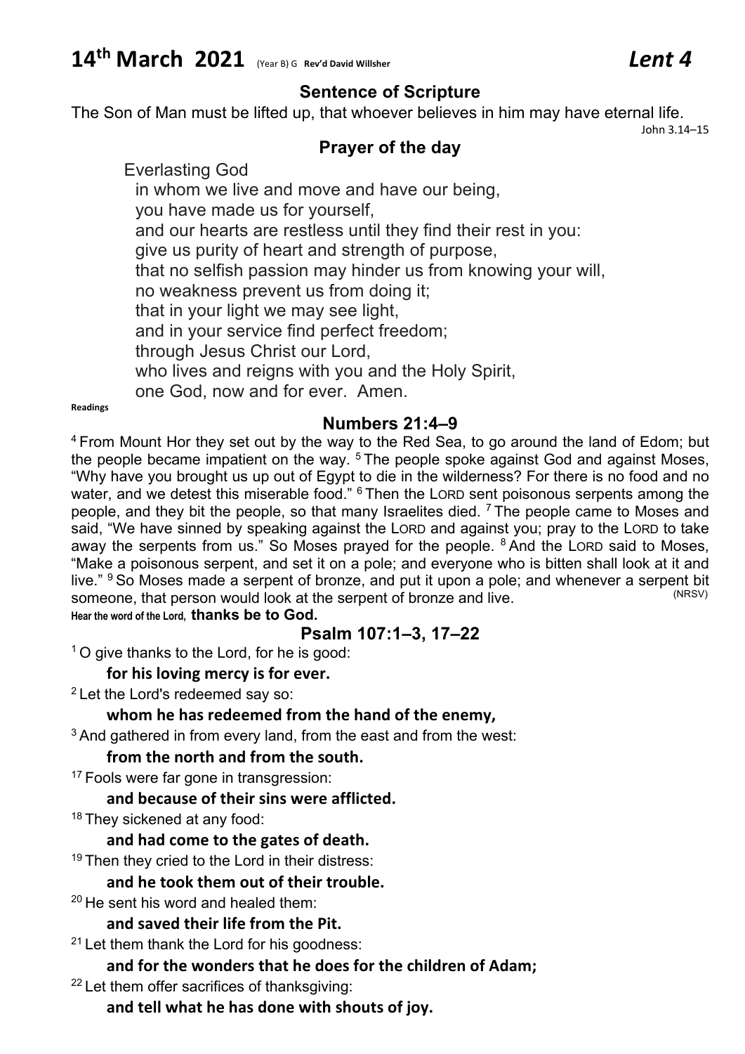# 14th March 2021 (Year B) G **Rev'd David Willsher** *Lent 4*

## Sentence of Scripture

The Son of Man must be lifted up, that whoever believes in him may have eternal life.

John 3.14–15

## Prayer of the day

Everlasting God
in whom we live and move and have our being,
you have made us for yourself,
and our hearts are restless until they find their rest in you:
give us purity of heart and strength of purpose,
that no selfish passion may hinder us from knowing your will,
no weakness prevent us from doing it;
that in your light we may see light,
and in your service find perfect freedom;
through Jesus Christ our Lord,
who lives and reigns with you and the Holy Spirit,
one God, now and for ever. Amen.

**Readings**

## Numbers 21:4–9

[4] From Mount Hor they set out by the way to the Red Sea, to go around the land of Edom; but the people became impatient on the way. [5] The people spoke against God and against Moses, "Why have you brought us up out of Egypt to die in the wilderness? For there is no food and no water, and we detest this miserable food." [6] Then the LORD sent poisonous serpents among the people, and they bit the people, so that many Israelites died. [7] The people came to Moses and said, "We have sinned by speaking against the LORD and against you; pray to the LORD to take away the serpents from us." So Moses prayed for the people. [8] And the LORD said to Moses, "Make a poisonous serpent, and set it on a pole; and everyone who is bitten shall look at it and live." [9] So Moses made a serpent of bronze, and put it upon a pole; and whenever a serpent bit someone, that person would look at the serpent of bronze and live. (NRSV)

**Hear the word of the Lord, thanks be to God.**

## Psalm 107:1–3, 17–22

[1] O give thanks to the Lord, for he is good:

**for his loving mercy is for ever.**

[2] Let the Lord's redeemed say so:

**whom he has redeemed from the hand of the enemy,**

[3] And gathered in from every land, from the east and from the west:

**from the north and from the south.**

[17] Fools were far gone in transgression:

**and because of their sins were afflicted.**

[18] They sickened at any food:

**and had come to the gates of death.**

[19] Then they cried to the Lord in their distress:

**and he took them out of their trouble.**

[20] He sent his word and healed them:

**and saved their life from the Pit.**

[21] Let them thank the Lord for his goodness:

**and for the wonders that he does for the children of Adam;**

[22] Let them offer sacrifices of thanksgiving:

**and tell what he has done with shouts of joy.**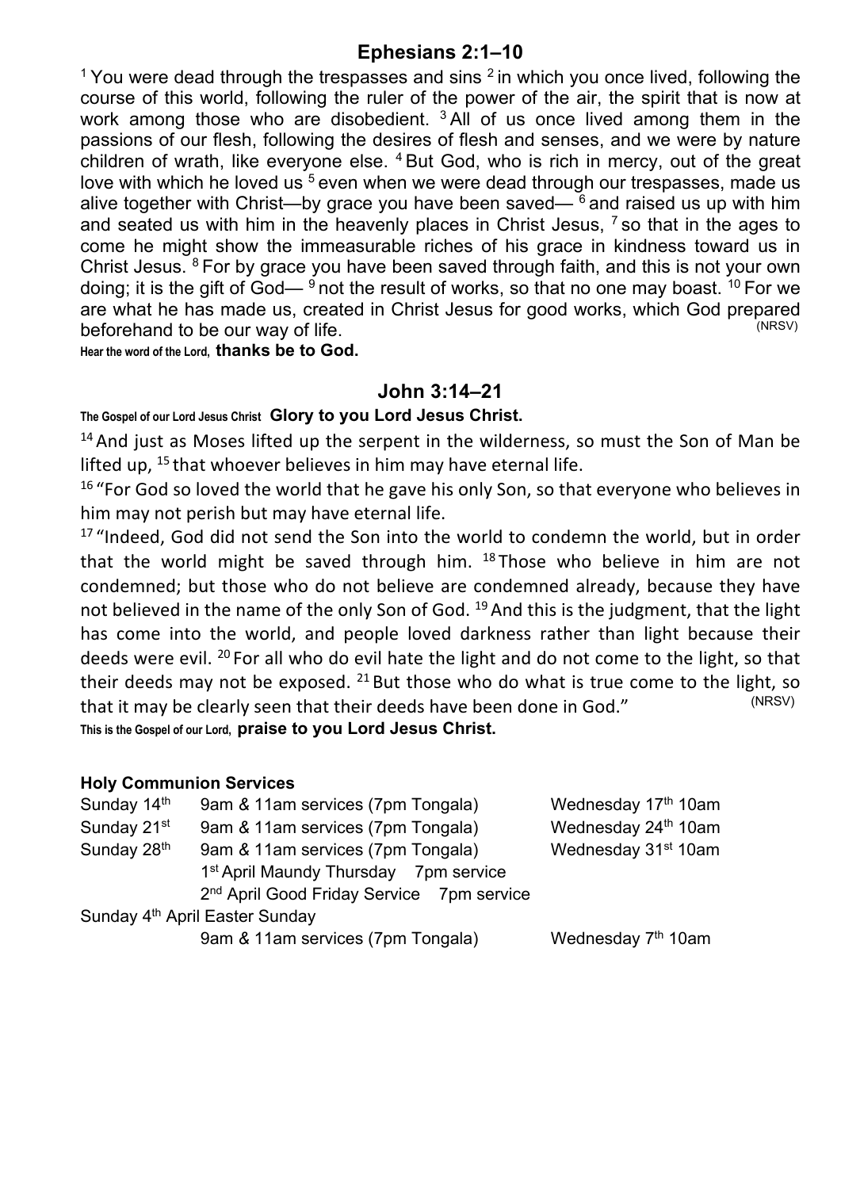## Ephesians 2:1–10

[1] You were dead through the trespasses and sins [2] in which you once lived, following the course of this world, following the ruler of the power of the air, the spirit that is now at work among those who are disobedient. [3] All of us once lived among them in the passions of our flesh, following the desires of flesh and senses, and we were by nature children of wrath, like everyone else. [4] But God, who is rich in mercy, out of the great love with which he loved us [5] even when we were dead through our trespasses, made us alive together with Christ—by grace you have been saved— [6] and raised us up with him and seated us with him in the heavenly places in Christ Jesus, [7] so that in the ages to come he might show the immeasurable riches of his grace in kindness toward us in Christ Jesus. [8] For by grace you have been saved through faith, and this is not your own doing; it is the gift of God— [9] not the result of works, so that no one may boast. [10] For we are what he has made us, created in Christ Jesus for good works, which God prepared beforehand to be our way of life. (NRSV)

Hear the word of the Lord, **thanks be to God.**

## John 3:14–21

The Gospel of our Lord Jesus Christ **Glory to you Lord Jesus Christ.**

[14] And just as Moses lifted up the serpent in the wilderness, so must the Son of Man be lifted up, [15] that whoever believes in him may have eternal life.

[16] "For God so loved the world that he gave his only Son, so that everyone who believes in him may not perish but may have eternal life.

[17] "Indeed, God did not send the Son into the world to condemn the world, but in order that the world might be saved through him. [18] Those who believe in him are not condemned; but those who do not believe are condemned already, because they have not believed in the name of the only Son of God. [19] And this is the judgment, that the light has come into the world, and people loved darkness rather than light because their deeds were evil. [20] For all who do evil hate the light and do not come to the light, so that their deeds may not be exposed. [21] But those who do what is true come to the light, so that it may be clearly seen that their deeds have been done in God." (NRSV)

This is the Gospel of our Lord, **praise to you Lord Jesus Christ.**

**Holy Communion Services**

| | | |
|---|---|---|
| Sunday 14th | 9am & 11am services (7pm Tongala) | Wednesday 17th 10am |
| Sunday 21st | 9am & 11am services (7pm Tongala) | Wednesday 24th 10am |
| Sunday 28th | 9am & 11am services (7pm Tongala) | Wednesday 31st 10am |
| | 1st April Maundy Thursday 7pm service | |
| | 2nd April Good Friday Service 7pm service | |
| Sunday 4th April Easter Sunday | | |
| | 9am & 11am services (7pm Tongala) | Wednesday 7th 10am |